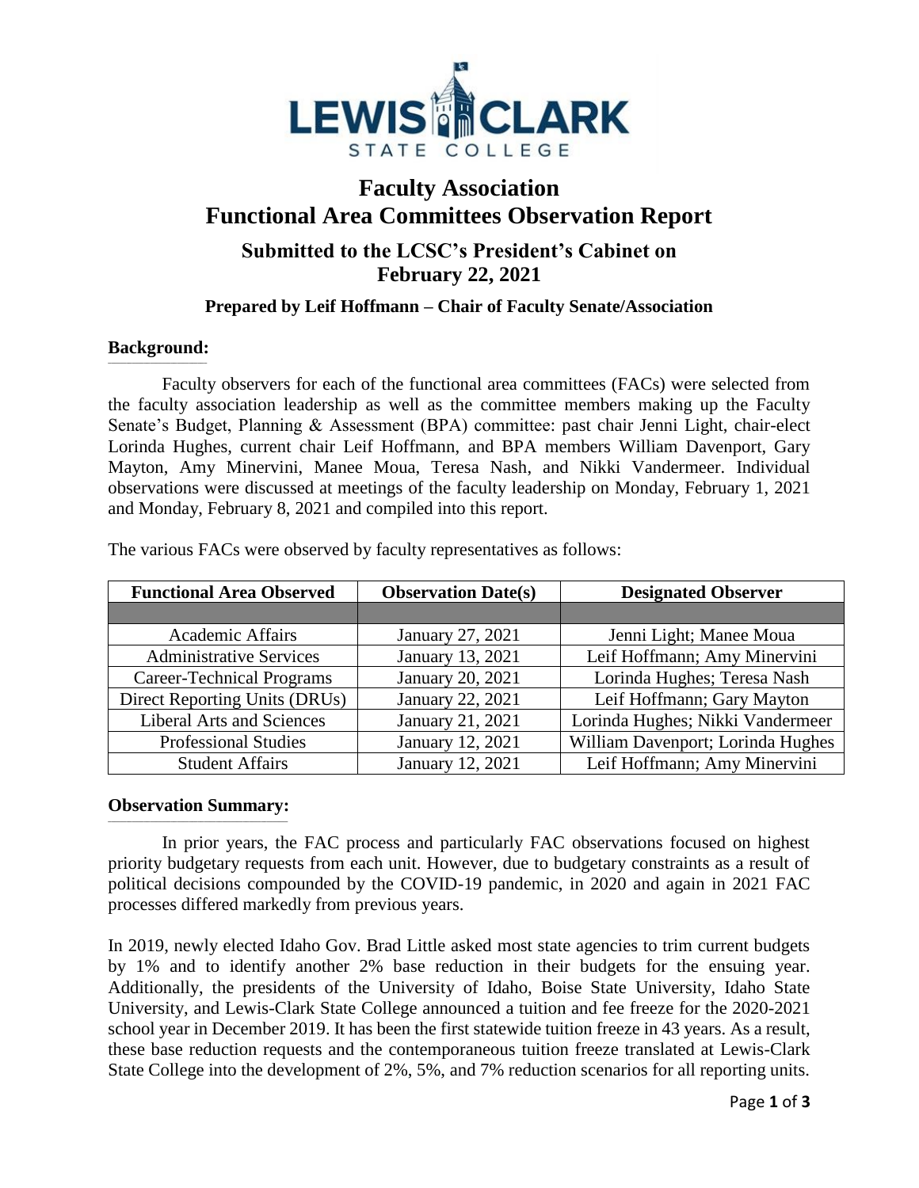# Faculty Association
# Functional Area Committees Observation Report

## Submitted to the LCSC's President's Cabinet on February 22, 2021

### Prepared by Leif Hoffmann – Chair of Faculty Senate/Association

**Background:**

Faculty observers for each of the functional area committees (FACs) were selected from the faculty association leadership as well as the committee members making up the Faculty Senate's Budget, Planning & Assessment (BPA) committee: past chair Jenni Light, chair-elect Lorinda Hughes, current chair Leif Hoffmann, and BPA members William Davenport, Gary Mayton, Amy Minervini, Manee Moua, Teresa Nash, and Nikki Vandermeer. Individual observations were discussed at meetings of the faculty leadership on Monday, February 1, 2021 and Monday, February 8, 2021 and compiled into this report.

The various FACs were observed by faculty representatives as follows:

| Functional Area Observed | Observation Date(s) | Designated Observer |
|---|---|---|
| | | |
| Academic Affairs | January 27, 2021 | Jenni Light; Manee Moua |
| Administrative Services | January 13, 2021 | Leif Hoffmann; Amy Minervini |
| Career-Technical Programs | January 20, 2021 | Lorinda Hughes; Teresa Nash |
| Direct Reporting Units (DRUs) | January 22, 2021 | Leif Hoffmann; Gary Mayton |
| Liberal Arts and Sciences | January 21, 2021 | Lorinda Hughes; Nikki Vandermeer |
| Professional Studies | January 12, 2021 | William Davenport; Lorinda Hughes |
| Student Affairs | January 12, 2021 | Leif Hoffmann; Amy Minervini |

**Observation Summary:**

In prior years, the FAC process and particularly FAC observations focused on highest priority budgetary requests from each unit. However, due to budgetary constraints as a result of political decisions compounded by the COVID-19 pandemic, in 2020 and again in 2021 FAC processes differed markedly from previous years.

In 2019, newly elected Idaho Gov. Brad Little asked most state agencies to trim current budgets by 1% and to identify another 2% base reduction in their budgets for the ensuing year. Additionally, the presidents of the University of Idaho, Boise State University, Idaho State University, and Lewis-Clark State College announced a tuition and fee freeze for the 2020-2021 school year in December 2019. It has been the first statewide tuition freeze in 43 years. As a result, these base reduction requests and the contemporaneous tuition freeze translated at Lewis-Clark State College into the development of 2%, 5%, and 7% reduction scenarios for all reporting units.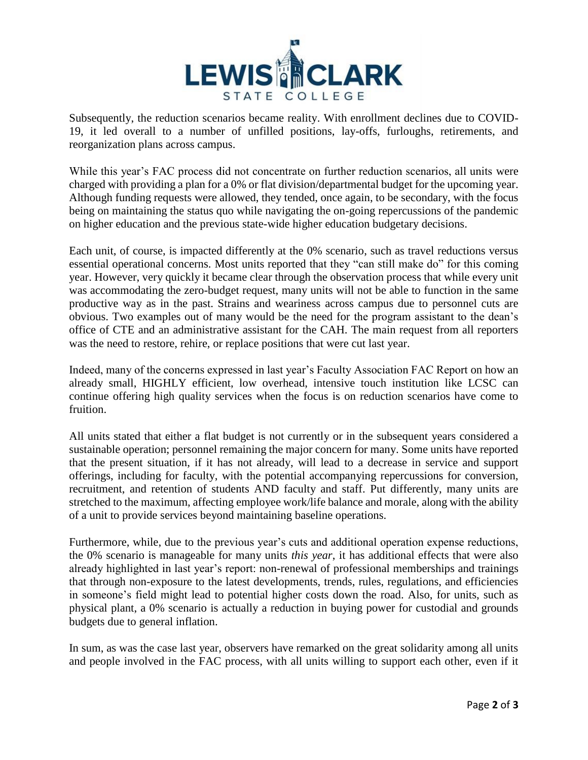Subsequently, the reduction scenarios became reality. With enrollment declines due to COVID-19, it led overall to a number of unfilled positions, lay-offs, furloughs, retirements, and reorganization plans across campus.

While this year's FAC process did not concentrate on further reduction scenarios, all units were charged with providing a plan for a 0% or flat division/departmental budget for the upcoming year. Although funding requests were allowed, they tended, once again, to be secondary, with the focus being on maintaining the status quo while navigating the on-going repercussions of the pandemic on higher education and the previous state-wide higher education budgetary decisions.

Each unit, of course, is impacted differently at the 0% scenario, such as travel reductions versus essential operational concerns. Most units reported that they "can still make do" for this coming year. However, very quickly it became clear through the observation process that while every unit was accommodating the zero-budget request, many units will not be able to function in the same productive way as in the past. Strains and weariness across campus due to personnel cuts are obvious. Two examples out of many would be the need for the program assistant to the dean's office of CTE and an administrative assistant for the CAH. The main request from all reporters was the need to restore, rehire, or replace positions that were cut last year.

Indeed, many of the concerns expressed in last year's Faculty Association FAC Report on how an already small, HIGHLY efficient, low overhead, intensive touch institution like LCSC can continue offering high quality services when the focus is on reduction scenarios have come to fruition.

All units stated that either a flat budget is not currently or in the subsequent years considered a sustainable operation; personnel remaining the major concern for many. Some units have reported that the present situation, if it has not already, will lead to a decrease in service and support offerings, including for faculty, with the potential accompanying repercussions for conversion, recruitment, and retention of students AND faculty and staff. Put differently, many units are stretched to the maximum, affecting employee work/life balance and morale, along with the ability of a unit to provide services beyond maintaining baseline operations.

Furthermore, while, due to the previous year's cuts and additional operation expense reductions, the 0% scenario is manageable for many units *this year*, it has additional effects that were also already highlighted in last year's report: non-renewal of professional memberships and trainings that through non-exposure to the latest developments, trends, rules, regulations, and efficiencies in someone's field might lead to potential higher costs down the road. Also, for units, such as physical plant, a 0% scenario is actually a reduction in buying power for custodial and grounds budgets due to general inflation.

In sum, as was the case last year, observers have remarked on the great solidarity among all units and people involved in the FAC process, with all units willing to support each other, even if it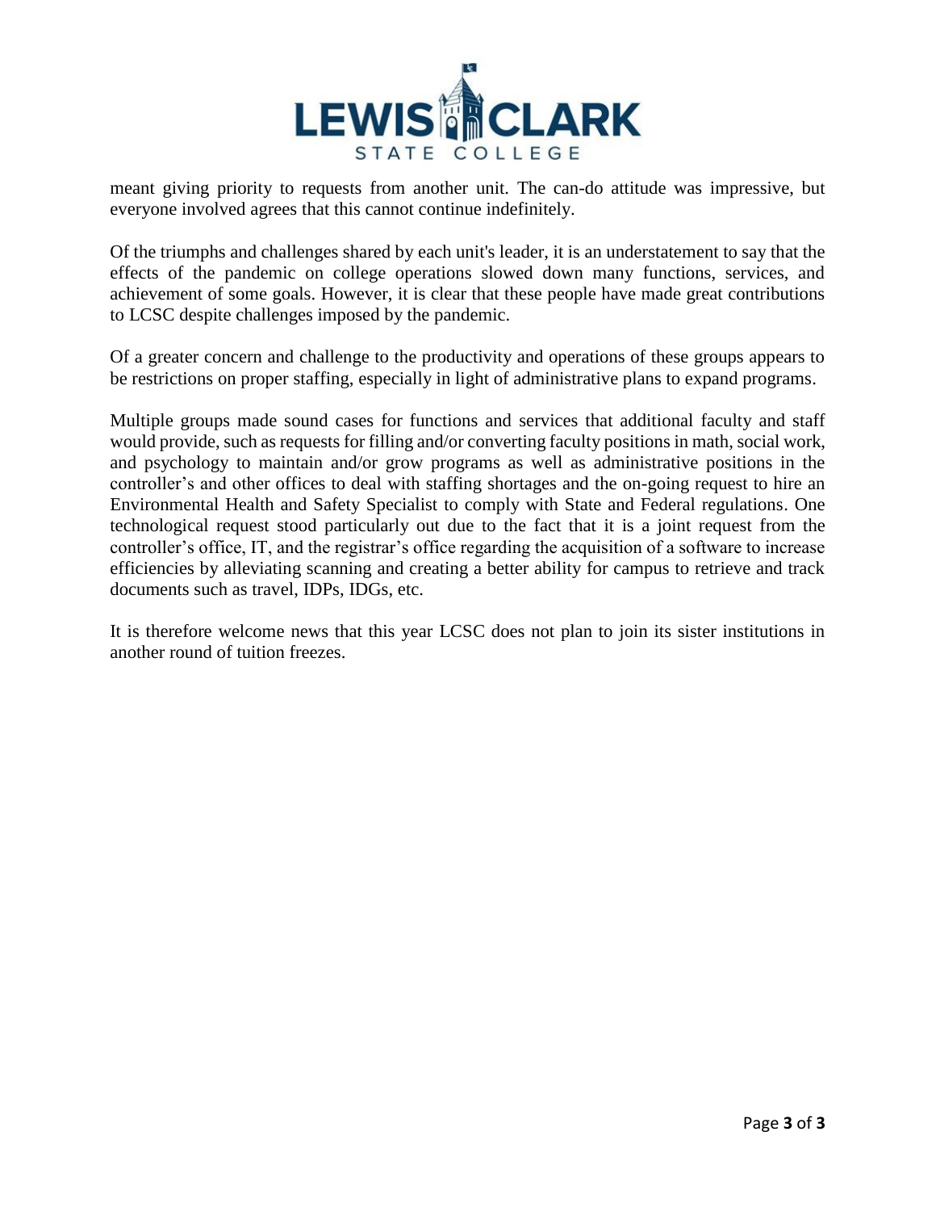meant giving priority to requests from another unit. The can-do attitude was impressive, but everyone involved agrees that this cannot continue indefinitely.

Of the triumphs and challenges shared by each unit's leader, it is an understatement to say that the effects of the pandemic on college operations slowed down many functions, services, and achievement of some goals. However, it is clear that these people have made great contributions to LCSC despite challenges imposed by the pandemic.

Of a greater concern and challenge to the productivity and operations of these groups appears to be restrictions on proper staffing, especially in light of administrative plans to expand programs.

Multiple groups made sound cases for functions and services that additional faculty and staff would provide, such as requests for filling and/or converting faculty positions in math, social work, and psychology to maintain and/or grow programs as well as administrative positions in the controller's and other offices to deal with staffing shortages and the on-going request to hire an Environmental Health and Safety Specialist to comply with State and Federal regulations. One technological request stood particularly out due to the fact that it is a joint request from the controller's office, IT, and the registrar's office regarding the acquisition of a software to increase efficiencies by alleviating scanning and creating a better ability for campus to retrieve and track documents such as travel, IDPs, IDGs, etc.

It is therefore welcome news that this year LCSC does not plan to join its sister institutions in another round of tuition freezes.